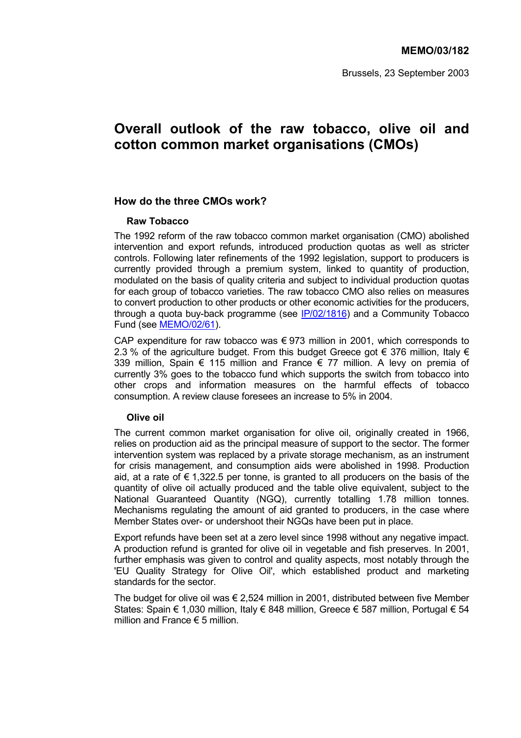**MEMO/03/182**

Brussels, 23 September 2003

# Overall outlook of the raw tobacco, olive oil and cotton common market organisations (CMOs)

## How do the three CMOs work?

### Raw Tobacco

The 1992 reform of the raw tobacco common market organisation (CMO) abolished intervention and export refunds, introduced production quotas as well as stricter controls. Following later refinements of the 1992 legislation, support to producers is currently provided through a premium system, linked to quantity of production, modulated on the basis of quality criteria and subject to individual production quotas for each group of tobacco varieties. The raw tobacco CMO also relies on measures to convert production to other products or other economic activities for the producers, through a quota buy-back programme (see IP/02/1816) and a Community Tobacco Fund (see MEMO/02/61).

CAP expenditure for raw tobacco was € 973 million in 2001, which corresponds to 2.3 % of the agriculture budget. From this budget Greece got € 376 million, Italy € 339 million, Spain € 115 million and France € 77 million. A levy on premia of currently 3% goes to the tobacco fund which supports the switch from tobacco into other crops and information measures on the harmful effects of tobacco consumption. A review clause foresees an increase to 5% in 2004.

### Olive oil

The current common market organisation for olive oil, originally created in 1966, relies on production aid as the principal measure of support to the sector. The former intervention system was replaced by a private storage mechanism, as an instrument for crisis management, and consumption aids were abolished in 1998. Production aid, at a rate of € 1,322.5 per tonne, is granted to all producers on the basis of the quantity of olive oil actually produced and the table olive equivalent, subject to the National Guaranteed Quantity (NGQ), currently totalling 1.78 million tonnes. Mechanisms regulating the amount of aid granted to producers, in the case where Member States over- or undershoot their NGQs have been put in place.

Export refunds have been set at a zero level since 1998 without any negative impact. A production refund is granted for olive oil in vegetable and fish preserves. In 2001, further emphasis was given to control and quality aspects, most notably through the 'EU Quality Strategy for Olive Oil', which established product and marketing standards for the sector.

The budget for olive oil was € 2,524 million in 2001, distributed between five Member States: Spain € 1,030 million, Italy € 848 million, Greece € 587 million, Portugal € 54 million and France € 5 million.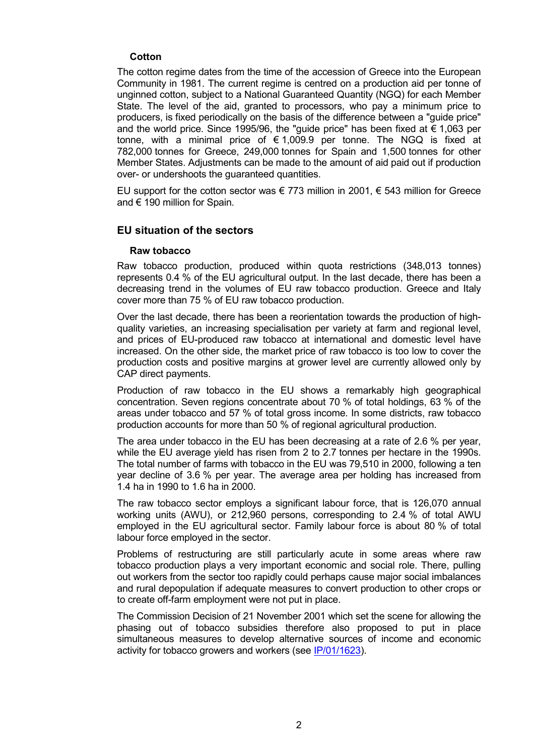### Cotton

The cotton regime dates from the time of the accession of Greece into the European Community in 1981. The current regime is centred on a production aid per tonne of unginned cotton, subject to a National Guaranteed Quantity (NGQ) for each Member State. The level of the aid, granted to processors, who pay a minimum price to producers, is fixed periodically on the basis of the difference between a "guide price" and the world price. Since 1995/96, the "guide price" has been fixed at € 1,063 per tonne, with a minimal price of € 1,009.9 per tonne. The NGQ is fixed at 782,000 tonnes for Greece, 249,000 tonnes for Spain and 1,500 tonnes for other Member States. Adjustments can be made to the amount of aid paid out if production over- or undershoots the guaranteed quantities.

EU support for the cotton sector was € 773 million in 2001, € 543 million for Greece and € 190 million for Spain.

## EU situation of the sectors

### Raw tobacco

Raw tobacco production, produced within quota restrictions (348,013 tonnes) represents 0.4 % of the EU agricultural output. In the last decade, there has been a decreasing trend in the volumes of EU raw tobacco production. Greece and Italy cover more than 75 % of EU raw tobacco production.

Over the last decade, there has been a reorientation towards the production of high-quality varieties, an increasing specialisation per variety at farm and regional level, and prices of EU-produced raw tobacco at international and domestic level have increased. On the other side, the market price of raw tobacco is too low to cover the production costs and positive margins at grower level are currently allowed only by CAP direct payments.

Production of raw tobacco in the EU shows a remarkably high geographical concentration. Seven regions concentrate about 70 % of total holdings, 63 % of the areas under tobacco and 57 % of total gross income. In some districts, raw tobacco production accounts for more than 50 % of regional agricultural production.

The area under tobacco in the EU has been decreasing at a rate of 2.6 % per year, while the EU average yield has risen from 2 to 2.7 tonnes per hectare in the 1990s. The total number of farms with tobacco in the EU was 79,510 in 2000, following a ten year decline of 3.6 % per year. The average area per holding has increased from 1.4 ha in 1990 to 1.6 ha in 2000.

The raw tobacco sector employs a significant labour force, that is 126,070 annual working units (AWU), or 212,960 persons, corresponding to 2.4 % of total AWU employed in the EU agricultural sector. Family labour force is about 80 % of total labour force employed in the sector.

Problems of restructuring are still particularly acute in some areas where raw tobacco production plays a very important economic and social role. There, pulling out workers from the sector too rapidly could perhaps cause major social imbalances and rural depopulation if adequate measures to convert production to other crops or to create off-farm employment were not put in place.

The Commission Decision of 21 November 2001 which set the scene for allowing the phasing out of tobacco subsidies therefore also proposed to put in place simultaneous measures to develop alternative sources of income and economic activity for tobacco growers and workers (see IP/01/1623).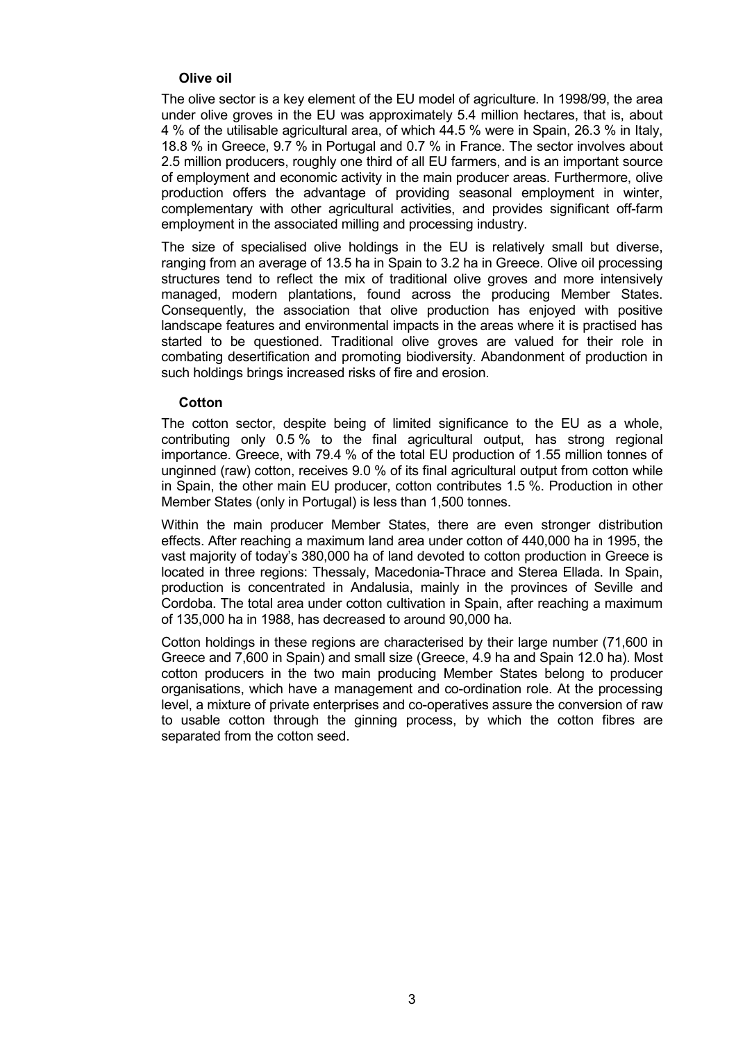**Olive oil**

The olive sector is a key element of the EU model of agriculture. In 1998/99, the area under olive groves in the EU was approximately 5.4 million hectares, that is, about 4 % of the utilisable agricultural area, of which 44.5 % were in Spain, 26.3 % in Italy, 18.8 % in Greece, 9.7 % in Portugal and 0.7 % in France. The sector involves about 2.5 million producers, roughly one third of all EU farmers, and is an important source of employment and economic activity in the main producer areas. Furthermore, olive production offers the advantage of providing seasonal employment in winter, complementary with other agricultural activities, and provides significant off-farm employment in the associated milling and processing industry.

The size of specialised olive holdings in the EU is relatively small but diverse, ranging from an average of 13.5 ha in Spain to 3.2 ha in Greece. Olive oil processing structures tend to reflect the mix of traditional olive groves and more intensively managed, modern plantations, found across the producing Member States. Consequently, the association that olive production has enjoyed with positive landscape features and environmental impacts in the areas where it is practised has started to be questioned. Traditional olive groves are valued for their role in combating desertification and promoting biodiversity. Abandonment of production in such holdings brings increased risks of fire and erosion.

**Cotton**

The cotton sector, despite being of limited significance to the EU as a whole, contributing only 0.5 % to the final agricultural output, has strong regional importance. Greece, with 79.4 % of the total EU production of 1.55 million tonnes of unginned (raw) cotton, receives 9.0 % of its final agricultural output from cotton while in Spain, the other main EU producer, cotton contributes 1.5 %. Production in other Member States (only in Portugal) is less than 1,500 tonnes.

Within the main producer Member States, there are even stronger distribution effects. After reaching a maximum land area under cotton of 440,000 ha in 1995, the vast majority of today's 380,000 ha of land devoted to cotton production in Greece is located in three regions: Thessaly, Macedonia-Thrace and Sterea Ellada. In Spain, production is concentrated in Andalusia, mainly in the provinces of Seville and Cordoba. The total area under cotton cultivation in Spain, after reaching a maximum of 135,000 ha in 1988, has decreased to around 90,000 ha.

Cotton holdings in these regions are characterised by their large number (71,600 in Greece and 7,600 in Spain) and small size (Greece, 4.9 ha and Spain 12.0 ha). Most cotton producers in the two main producing Member States belong to producer organisations, which have a management and co-ordination role. At the processing level, a mixture of private enterprises and co-operatives assure the conversion of raw to usable cotton through the ginning process, by which the cotton fibres are separated from the cotton seed.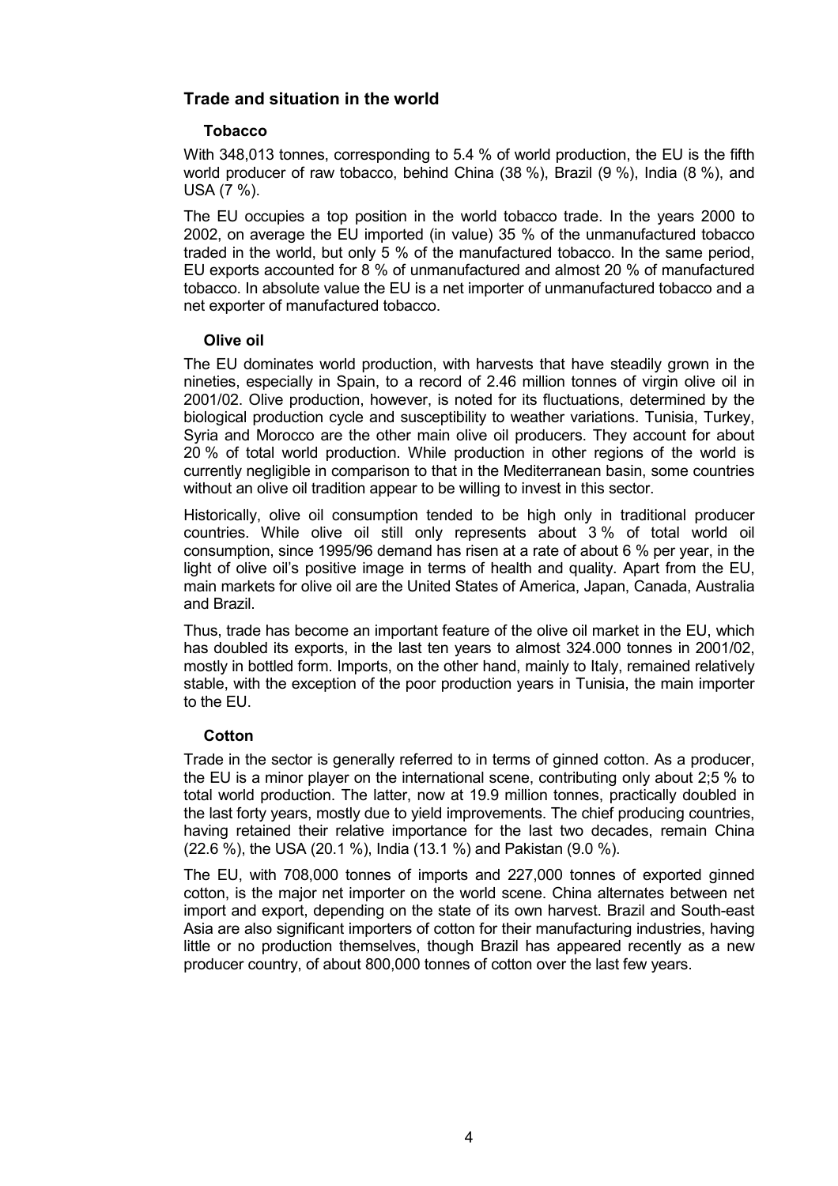## Trade and situation in the world

### Tobacco

With 348,013 tonnes, corresponding to 5.4 % of world production, the EU is the fifth world producer of raw tobacco, behind China (38 %), Brazil (9 %), India (8 %), and USA (7 %).

The EU occupies a top position in the world tobacco trade. In the years 2000 to 2002, on average the EU imported (in value) 35 % of the unmanufactured tobacco traded in the world, but only 5 % of the manufactured tobacco. In the same period, EU exports accounted for 8 % of unmanufactured and almost 20 % of manufactured tobacco. In absolute value the EU is a net importer of unmanufactured tobacco and a net exporter of manufactured tobacco.

### Olive oil

The EU dominates world production, with harvests that have steadily grown in the nineties, especially in Spain, to a record of 2.46 million tonnes of virgin olive oil in 2001/02. Olive production, however, is noted for its fluctuations, determined by the biological production cycle and susceptibility to weather variations. Tunisia, Turkey, Syria and Morocco are the other main olive oil producers. They account for about 20 % of total world production. While production in other regions of the world is currently negligible in comparison to that in the Mediterranean basin, some countries without an olive oil tradition appear to be willing to invest in this sector.

Historically, olive oil consumption tended to be high only in traditional producer countries. While olive oil still only represents about 3 % of total world oil consumption, since 1995/96 demand has risen at a rate of about 6 % per year, in the light of olive oil's positive image in terms of health and quality. Apart from the EU, main markets for olive oil are the United States of America, Japan, Canada, Australia and Brazil.

Thus, trade has become an important feature of the olive oil market in the EU, which has doubled its exports, in the last ten years to almost 324.000 tonnes in 2001/02, mostly in bottled form. Imports, on the other hand, mainly to Italy, remained relatively stable, with the exception of the poor production years in Tunisia, the main importer to the EU.

### Cotton

Trade in the sector is generally referred to in terms of ginned cotton. As a producer, the EU is a minor player on the international scene, contributing only about 2;5 % to total world production. The latter, now at 19.9 million tonnes, practically doubled in the last forty years, mostly due to yield improvements. The chief producing countries, having retained their relative importance for the last two decades, remain China (22.6 %), the USA (20.1 %), India (13.1 %) and Pakistan (9.0 %).

The EU, with 708,000 tonnes of imports and 227,000 tonnes of exported ginned cotton, is the major net importer on the world scene. China alternates between net import and export, depending on the state of its own harvest. Brazil and South-east Asia are also significant importers of cotton for their manufacturing industries, having little or no production themselves, though Brazil has appeared recently as a new producer country, of about 800,000 tonnes of cotton over the last few years.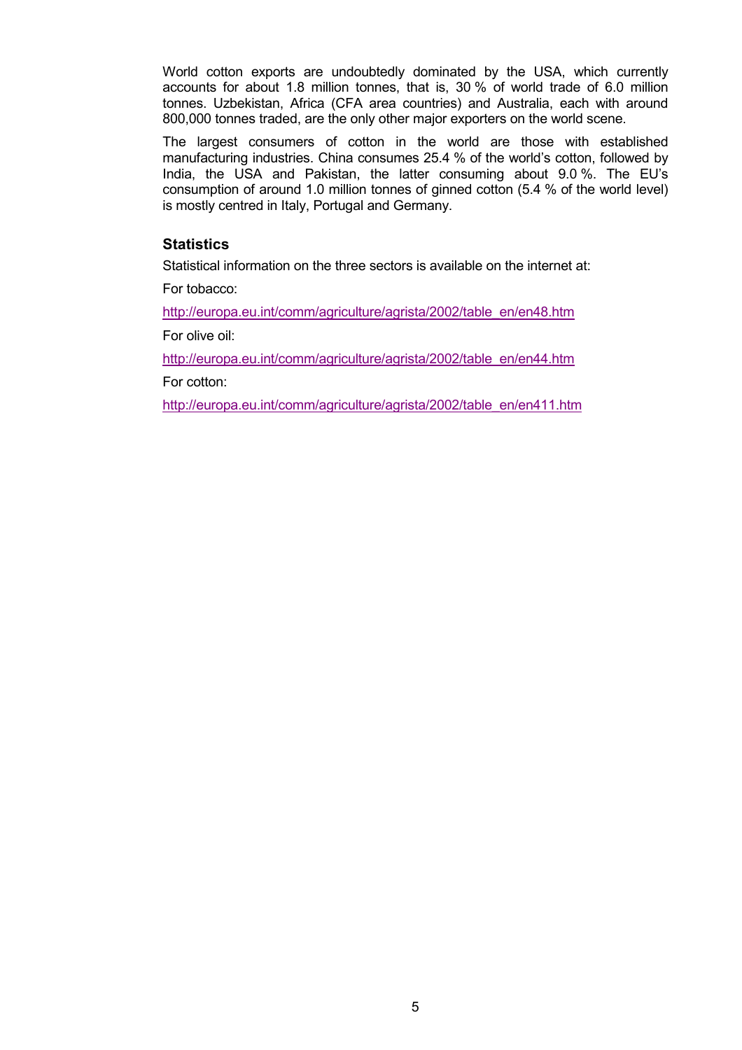World cotton exports are undoubtedly dominated by the USA, which currently accounts for about 1.8 million tonnes, that is, 30 % of world trade of 6.0 million tonnes. Uzbekistan, Africa (CFA area countries) and Australia, each with around 800,000 tonnes traded, are the only other major exporters on the world scene.

The largest consumers of cotton in the world are those with established manufacturing industries. China consumes 25.4 % of the world's cotton, followed by India, the USA and Pakistan, the latter consuming about 9.0 %. The EU's consumption of around 1.0 million tonnes of ginned cotton (5.4 % of the world level) is mostly centred in Italy, Portugal and Germany.

## Statistics

Statistical information on the three sectors is available on the internet at:

For tobacco:

http://europa.eu.int/comm/agriculture/agrista/2002/table_en/en48.htm

For olive oil:

http://europa.eu.int/comm/agriculture/agrista/2002/table_en/en44.htm

For cotton:

http://europa.eu.int/comm/agriculture/agrista/2002/table_en/en411.htm